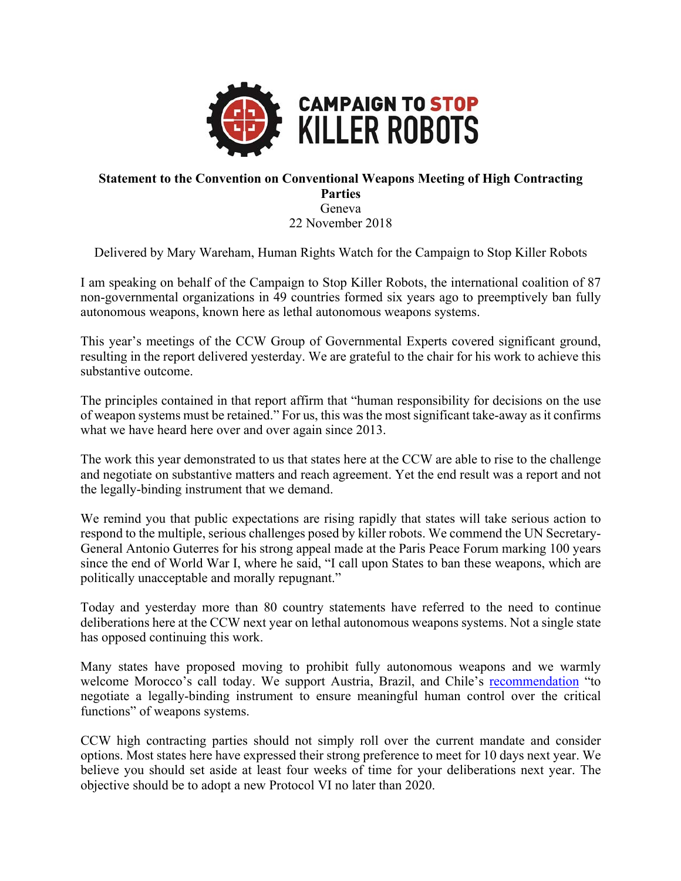CAMPAIGN TO STOP KILLER ROBOTS

**Statement to the Convention on Conventional Weapons Meeting of High Contracting Parties**
Geneva
22 November 2018

Delivered by Mary Wareham, Human Rights Watch for the Campaign to Stop Killer Robots

I am speaking on behalf of the Campaign to Stop Killer Robots, the international coalition of 87 non-governmental organizations in 49 countries formed six years ago to preemptively ban fully autonomous weapons, known here as lethal autonomous weapons systems.

This year's meetings of the CCW Group of Governmental Experts covered significant ground, resulting in the report delivered yesterday. We are grateful to the chair for his work to achieve this substantive outcome.

The principles contained in that report affirm that "human responsibility for decisions on the use of weapon systems must be retained." For us, this was the most significant take-away as it confirms what we have heard here over and over again since 2013.

The work this year demonstrated to us that states here at the CCW are able to rise to the challenge and negotiate on substantive matters and reach agreement. Yet the end result was a report and not the legally-binding instrument that we demand.

We remind you that public expectations are rising rapidly that states will take serious action to respond to the multiple, serious challenges posed by killer robots. We commend the UN Secretary-General Antonio Guterres for his strong appeal made at the Paris Peace Forum marking 100 years since the end of World War I, where he said, "I call upon States to ban these weapons, which are politically unacceptable and morally repugnant."

Today and yesterday more than 80 country statements have referred to the need to continue deliberations here at the CCW next year on lethal autonomous weapons systems. Not a single state has opposed continuing this work.

Many states have proposed moving to prohibit fully autonomous weapons and we warmly welcome Morocco's call today. We support Austria, Brazil, and Chile's recommendation "to negotiate a legally-binding instrument to ensure meaningful human control over the critical functions" of weapons systems.

CCW high contracting parties should not simply roll over the current mandate and consider options. Most states here have expressed their strong preference to meet for 10 days next year. We believe you should set aside at least four weeks of time for your deliberations next year. The objective should be to adopt a new Protocol VI no later than 2020.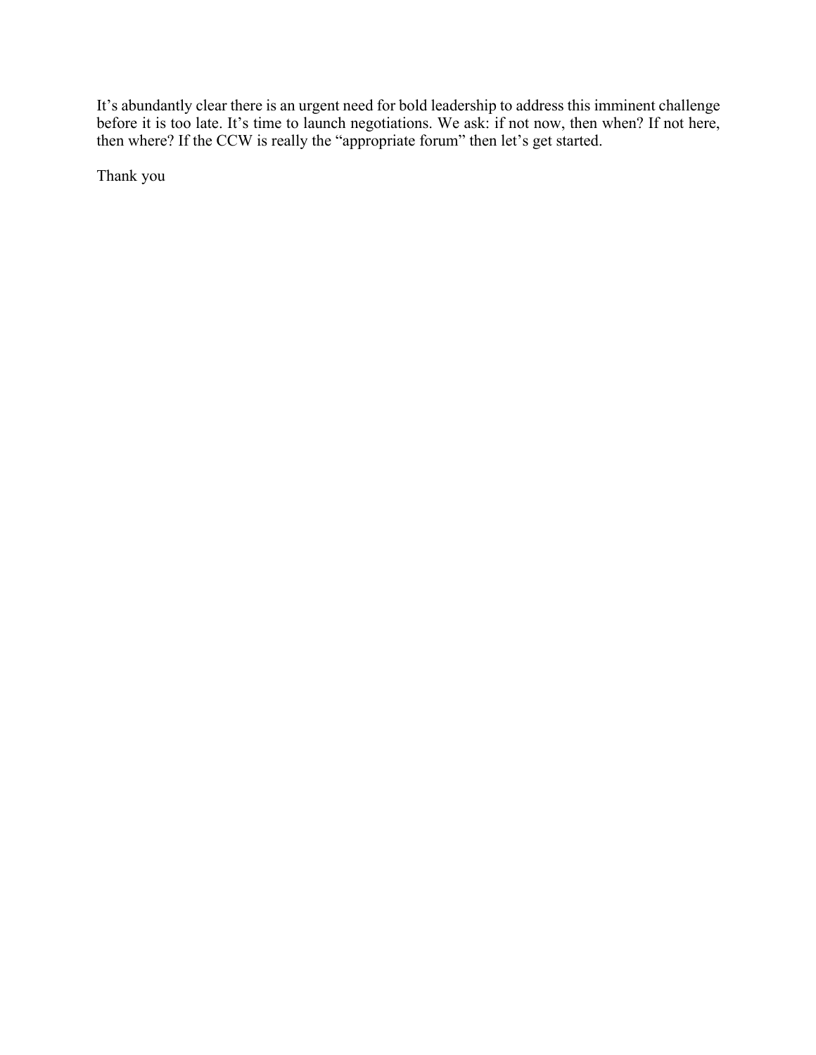It’s abundantly clear there is an urgent need for bold leadership to address this imminent challenge before it is too late. It’s time to launch negotiations. We ask: if not now, then when? If not here, then where? If the CCW is really the “appropriate forum” then let’s get started.

Thank you